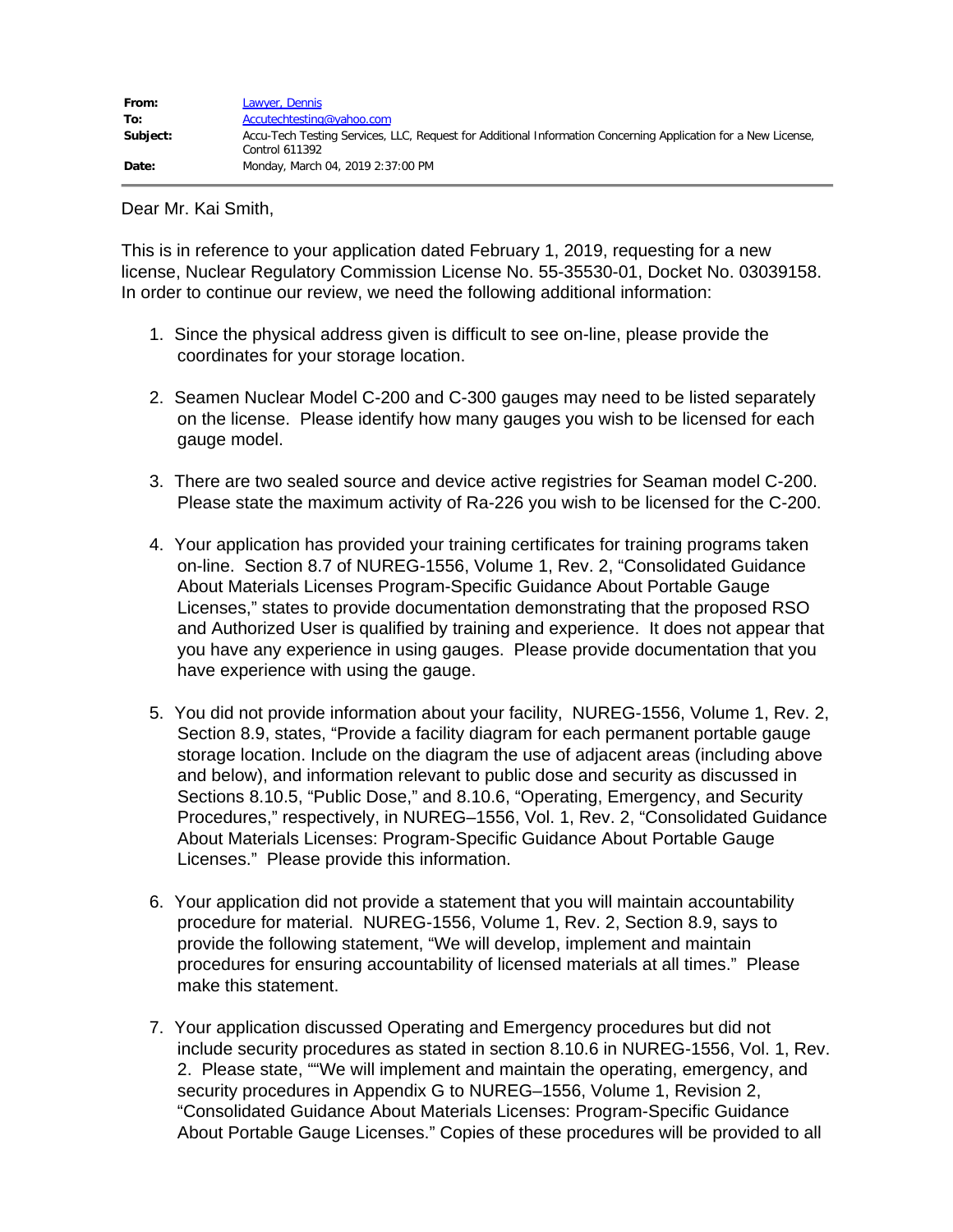| | |
|---|---|
| **From:** | Lawyer, Dennis |
| **To:** | Accutechtesting@yahoo.com |
| **Subject:** | Accu-Tech Testing Services, LLC, Request for Additional Information Concerning Application for a New License, Control 611392 |
| **Date:** | Monday, March 04, 2019 2:37:00 PM |

Dear Mr. Kai Smith,

This is in reference to your application dated February 1, 2019, requesting for a new license, Nuclear Regulatory Commission License No. 55-35530-01, Docket No. 03039158. In order to continue our review, we need the following additional information:

1. Since the physical address given is difficult to see on-line, please provide the coordinates for your storage location.

2. Seamen Nuclear Model C-200 and C-300 gauges may need to be listed separately on the license. Please identify how many gauges you wish to be licensed for each gauge model.

3. There are two sealed source and device active registries for Seaman model C-200. Please state the maximum activity of Ra-226 you wish to be licensed for the C-200.

4. Your application has provided your training certificates for training programs taken on-line. Section 8.7 of NUREG-1556, Volume 1, Rev. 2, "Consolidated Guidance About Materials Licenses Program-Specific Guidance About Portable Gauge Licenses," states to provide documentation demonstrating that the proposed RSO and Authorized User is qualified by training and experience. It does not appear that you have any experience in using gauges. Please provide documentation that you have experience with using the gauge.

5. You did not provide information about your facility, NUREG-1556, Volume 1, Rev. 2, Section 8.9, states, "Provide a facility diagram for each permanent portable gauge storage location. Include on the diagram the use of adjacent areas (including above and below), and information relevant to public dose and security as discussed in Sections 8.10.5, "Public Dose," and 8.10.6, "Operating, Emergency, and Security Procedures," respectively, in NUREG–1556, Vol. 1, Rev. 2, "Consolidated Guidance About Materials Licenses: Program-Specific Guidance About Portable Gauge Licenses." Please provide this information.

6. Your application did not provide a statement that you will maintain accountability procedure for material. NUREG-1556, Volume 1, Rev. 2, Section 8.9, says to provide the following statement, "We will develop, implement and maintain procedures for ensuring accountability of licensed materials at all times." Please make this statement.

7. Your application discussed Operating and Emergency procedures but did not include security procedures as stated in section 8.10.6 in NUREG-1556, Vol. 1, Rev. 2. Please state, ""We will implement and maintain the operating, emergency, and security procedures in Appendix G to NUREG–1556, Volume 1, Revision 2, "Consolidated Guidance About Materials Licenses: Program-Specific Guidance About Portable Gauge Licenses." Copies of these procedures will be provided to all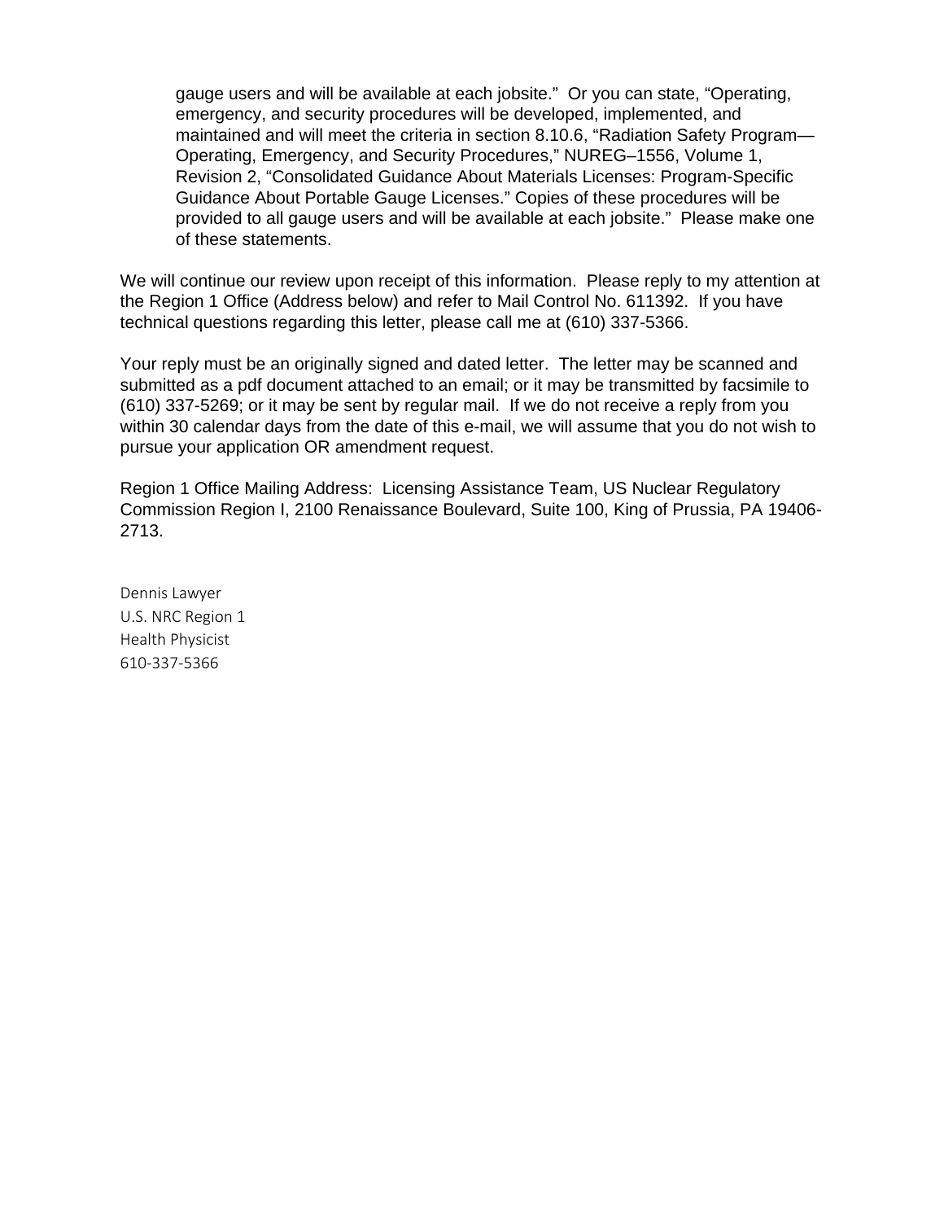gauge users and will be available at each jobsite." Or you can state, "Operating, emergency, and security procedures will be developed, implemented, and maintained and will meet the criteria in section 8.10.6, "Radiation Safety Program—Operating, Emergency, and Security Procedures," NUREG–1556, Volume 1, Revision 2, "Consolidated Guidance About Materials Licenses: Program-Specific Guidance About Portable Gauge Licenses." Copies of these procedures will be provided to all gauge users and will be available at each jobsite." Please make one of these statements.

We will continue our review upon receipt of this information. Please reply to my attention at the Region 1 Office (Address below) and refer to Mail Control No. 611392. If you have technical questions regarding this letter, please call me at (610) 337-5366.

Your reply must be an originally signed and dated letter. The letter may be scanned and submitted as a pdf document attached to an email; or it may be transmitted by facsimile to (610) 337-5269; or it may be sent by regular mail. If we do not receive a reply from you within 30 calendar days from the date of this e-mail, we will assume that you do not wish to pursue your application OR amendment request.

Region 1 Office Mailing Address: Licensing Assistance Team, US Nuclear Regulatory Commission Region I, 2100 Renaissance Boulevard, Suite 100, King of Prussia, PA 19406-2713.

Dennis Lawyer
U.S. NRC Region 1
Health Physicist
610-337-5366